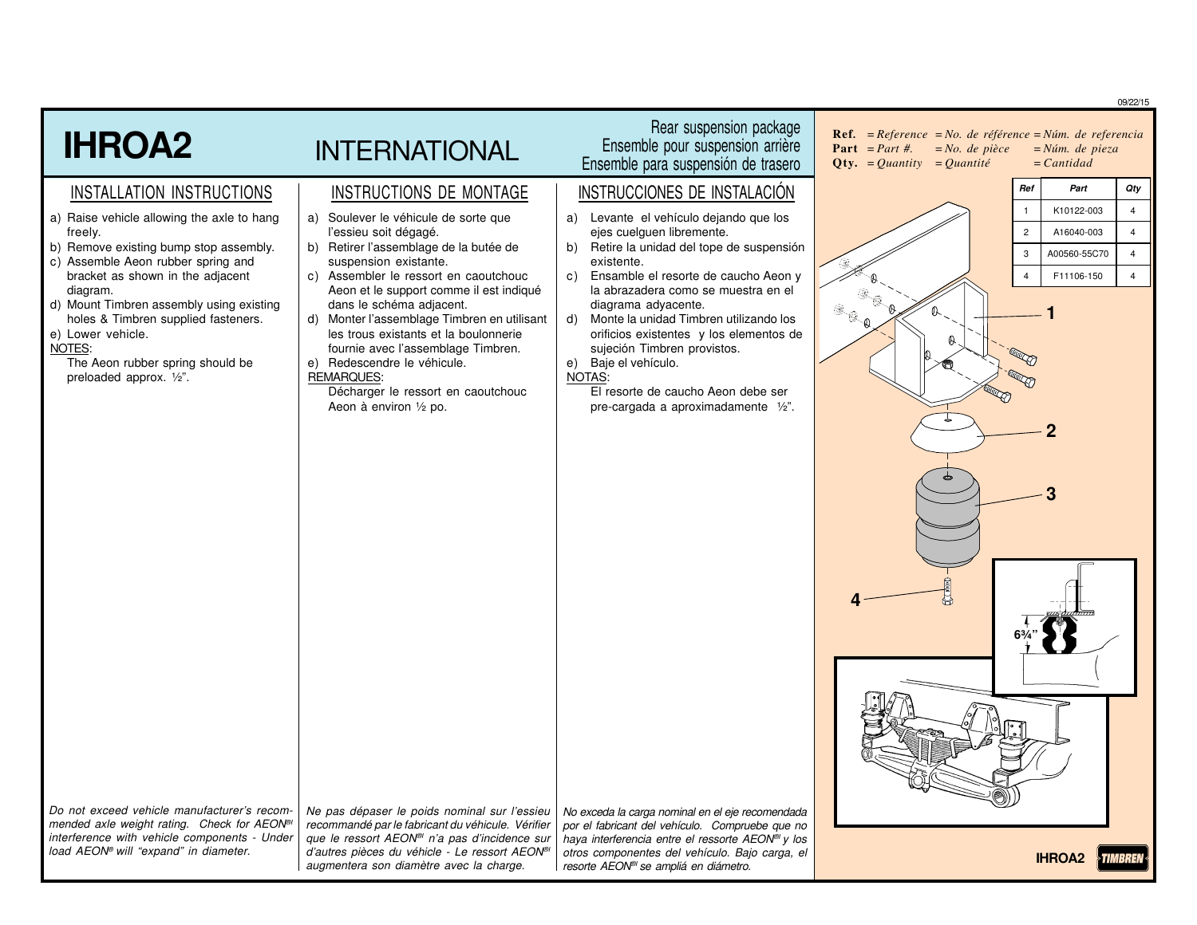09/22/15

# IHROA2

## INTERNATIONAL

Rear suspension package
Ensemble pour suspension arrière
Ensemble para suspensión de trasero

**Ref.** = *Reference* = *No. de référence* = *Núm. de referencia*
**Part** = *Part #.* = *No. de pièce* = *Núm. de pieza*
**Qty.** = *Quantity* = *Quantité* = *Cantidad*

| Ref | Part | Qty |
|---|---|---|
| 1 | K10122-003 | 4 |
| 2 | A16040-003 | 4 |
| 3 | A00560-55C70 | 4 |
| 4 | F11106-150 | 4 |

### INSTALLATION INSTRUCTIONS

a) Raise vehicle allowing the axle to hang freely.
b) Remove existing bump stop assembly.
c) Assemble Aeon rubber spring and bracket as shown in the adjacent diagram.
d) Mount Timbren assembly using existing holes & Timbren supplied fasteners.
e) Lower vehicle.

NOTES:
The Aeon rubber spring should be preloaded approx. ½".

*Do not exceed vehicle manufacturer's recommended axle weight rating. Check for AEON® interference with vehicle components - Under load AEON® will "expand" in diameter.*

### INSTRUCTIONS DE MONTAGE

a) Soulever le véhicule de sorte que l'essieu soit dégagé.
b) Retirer l'assemblage de la butée de suspension existante.
c) Assembler le ressort en caoutchouc Aeon et le support comme il est indiqué dans le schéma adjacent.
d) Monter l'assemblage Timbren en utilisant les trous existants et la boulonnerie fournie avec l'assemblage Timbren.
e) Redescendre le véhicule.

REMARQUES:
Décharger le ressort en caoutchouc Aeon à environ ½ po.

*Ne pas dépaser le poids nominal sur l'essieu recommandé par le fabricant du véhicule. Vérifier que le ressort AEON® n'a pas d'incidence sur d'autres pièces du véhicle - Le ressort AEON® augmentera son diamètre avec la charge.*

### INSTRUCCIONES DE INSTALACIÓN

a) Levante el vehículo dejando que los ejes cuelguen libremente.
b) Retire la unidad del tope de suspensión existente.
c) Ensamble el resorte de caucho Aeon y la abrazadera como se muestra en el diagrama adyacente.
d) Monte la unidad Timbren utilizando los orificios existentes y los elementos de sujeción Timbren provistos.
e) Baje el vehículo.

NOTAS:
El resorte de caucho Aeon debe ser pre-cargada a aproximadamente ½".

*No exceda la carga nominal en el eje recomendada por el fabricant del vehículo. Compruebe que no haya interferencia entre el ressorte AEON® y los otros componentes del vehículo. Bajo carga, el resorte AEON® se ampliá en diámetro.*

1
2
3
4
6¾"

IHROA2 TIMBREN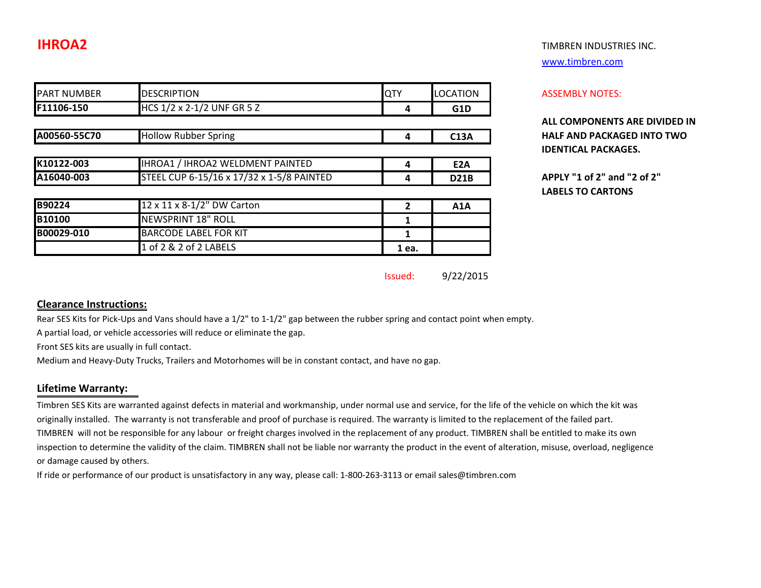# IHROA2

TIMBREN INDUSTRIES INC.

www.timbren.com

| PART NUMBER | DESCRIPTION | QTY | LOCATION |
|---|---|---|---|
| **F11106-150** | HCS 1/2 x 2-1/2 UNF GR 5 Z | **4** | **G1D** |
| **A00560-55C70** | Hollow Rubber Spring | **4** | **C13A** |
| **K10122-003** | IHROA1 / IHROA2 WELDMENT PAINTED | **4** | **E2A** |
| **A16040-003** | STEEL CUP 6-15/16 x 17/32 x 1-5/8 PAINTED | **4** | **D21B** |
| **B90224** | 12 x 11 x 8-1/2" DW Carton | **2** | **A1A** |
| **B10100** | NEWSPRINT 18" ROLL | **1** | |
| **B00029-010** | BARCODE LABEL FOR KIT | **1** | |
| | 1 of 2 & 2 of 2 LABELS | **1 ea.** | |

Issued: 9/22/2015

ASSEMBLY NOTES:

**ALL COMPONENTS ARE DIVIDED IN HALF AND PACKAGED INTO TWO IDENTICAL PACKAGES.**

**APPLY "1 of 2" and "2 of 2" LABELS TO CARTONS**

## Clearance Instructions:

Rear SES Kits for Pick-Ups and Vans should have a 1/2" to 1-1/2" gap between the rubber spring and contact point when empty.

A partial load, or vehicle accessories will reduce or eliminate the gap.

Front SES kits are usually in full contact.

Medium and Heavy-Duty Trucks, Trailers and Motorhomes will be in constant contact, and have no gap.

## Lifetime Warranty:

Timbren SES Kits are warranted against defects in material and workmanship, under normal use and service, for the life of the vehicle on which the kit was originally installed. The warranty is not transferable and proof of purchase is required. The warranty is limited to the replacement of the failed part. TIMBREN will not be responsible for any labour or freight charges involved in the replacement of any product. TIMBREN shall be entitled to make its own inspection to determine the validity of the claim. TIMBREN shall not be liable nor warranty the product in the event of alteration, misuse, overload, negligence or damage caused by others.

If ride or performance of our product is unsatisfactory in any way, please call: 1-800-263-3113 or email sales@timbren.com